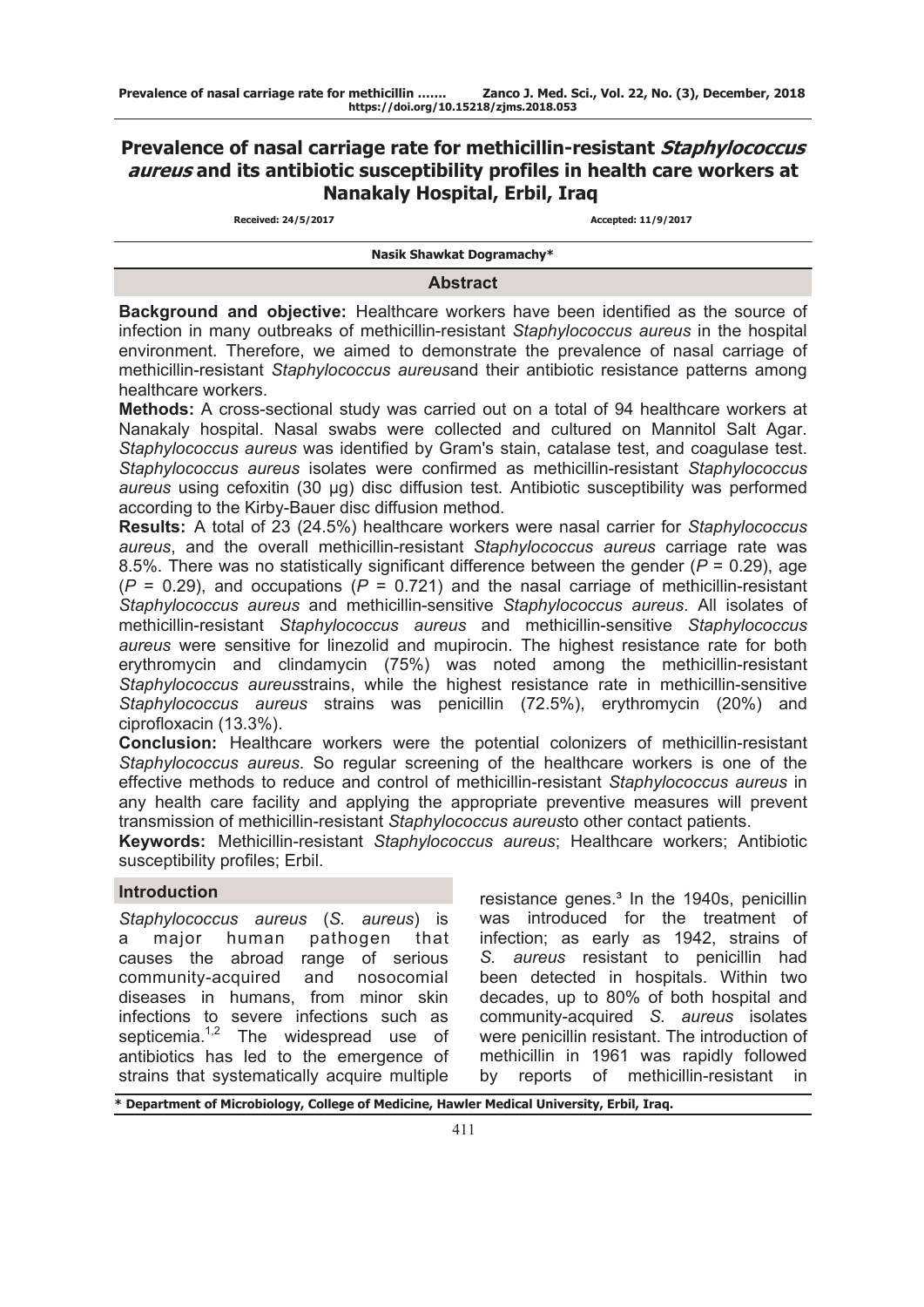# Prevalence of nasal carriage rate for methicillin-resistant *Staphylococcus aureus* and its antibiotic susceptibility profiles in health care workers at Nanakaly Hospital, Erbil, Iraq

**Received: 24/5/2017** **Accepted: 11/9/2017**

**Nasik Shawkat Dogramachy***

## Abstract

**Background and objective:** Healthcare workers have been identified as the source of infection in many outbreaks of methicillin-resistant *Staphylococcus aureus* in the hospital environment. Therefore, we aimed to demonstrate the prevalence of nasal carriage of methicillin-resistant *Staphylococcus aureus*and their antibiotic resistance patterns among healthcare workers.

**Methods:** A cross-sectional study was carried out on a total of 94 healthcare workers at Nanakaly hospital. Nasal swabs were collected and cultured on Mannitol Salt Agar. *Staphylococcus aureus* was identified by Gram's stain, catalase test, and coagulase test. *Staphylococcus aureus* isolates were confirmed as methicillin-resistant *Staphylococcus aureus* using cefoxitin (30 µg) disc diffusion test. Antibiotic susceptibility was performed according to the Kirby-Bauer disc diffusion method.

**Results:** A total of 23 (24.5%) healthcare workers were nasal carrier for *Staphylococcus aureus*, and the overall methicillin-resistant *Staphylococcus aureus* carriage rate was 8.5%. There was no statistically significant difference between the gender ($P = 0.29$), age ($P = 0.29$), and occupations ($P = 0.721$) and the nasal carriage of methicillin-resistant *Staphylococcus aureus* and methicillin-sensitive *Staphylococcus aureus*. All isolates of methicillin-resistant *Staphylococcus aureus* and methicillin-sensitive *Staphylococcus aureus* were sensitive for linezolid and mupirocin. The highest resistance rate for both erythromycin and clindamycin (75%) was noted among the methicillin-resistant *Staphylococcus aureus*strains, while the highest resistance rate in methicillin-sensitive *Staphylococcus aureus* strains was penicillin (72.5%), erythromycin (20%) and ciprofloxacin (13.3%).

**Conclusion:** Healthcare workers were the potential colonizers of methicillin-resistant *Staphylococcus aureus*. So regular screening of the healthcare workers is one of the effective methods to reduce and control of methicillin-resistant *Staphylococcus aureus* in any health care facility and applying the appropriate preventive measures will prevent transmission of methicillin-resistant *Staphylococcus aureus*to other contact patients.

**Keywords:** Methicillin-resistant *Staphylococcus aureus*; Healthcare workers; Antibiotic susceptibility profiles; Erbil.

## Introduction

*Staphylococcus aureus* (*S. aureus*) is a major human pathogen that causes the abroad range of serious community-acquired and nosocomial diseases in humans, from minor skin infections to severe infections such as septicemia.[1,2] The widespread use of antibiotics has led to the emergence of strains that systematically acquire multiple resistance genes.[3] In the 1940s, penicillin was introduced for the treatment of infection; as early as 1942, strains of *S. aureus* resistant to penicillin had been detected in hospitals. Within two decades, up to 80% of both hospital and community-acquired *S. aureus* isolates were penicillin resistant. The introduction of methicillin in 1961 was rapidly followed by reports of methicillin-resistant in

\* Department of Microbiology, College of Medicine, Hawler Medical University, Erbil, Iraq.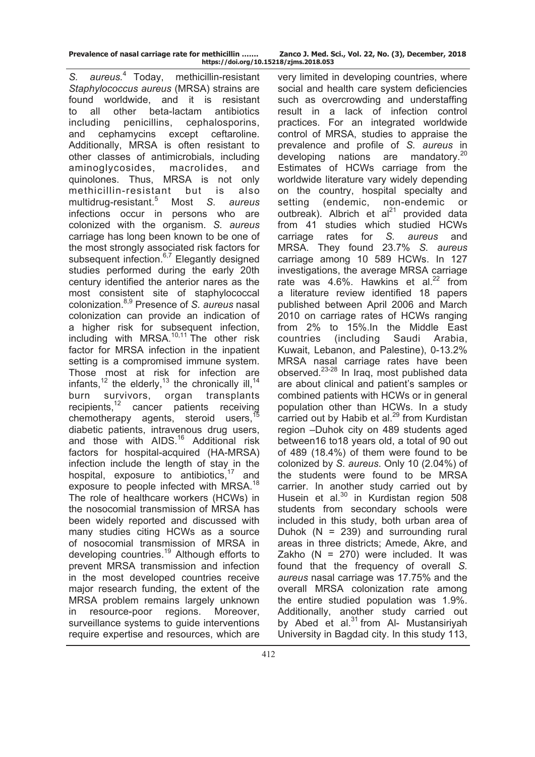*S. aureus*.[4] Today, methicillin-resistant *Staphylococcus aureus* (MRSA) strains are found worldwide, and it is resistant to all other beta-lactam antibiotics including penicillins, cephalosporins, and cephamycins except ceftaroline. Additionally, MRSA is often resistant to other classes of antimicrobials, including aminoglycosides, macrolides, and quinolones. Thus, MRSA is not only methicillin-resistant but is also multidrug-resistant.[5] Most *S. aureus* infections occur in persons who are colonized with the organism. *S. aureus* carriage has long been known to be one of the most strongly associated risk factors for subsequent infection.[6,7] Elegantly designed studies performed during the early 20th century identified the anterior nares as the most consistent site of staphylococcal colonization.[8,9] Presence of *S. aureus* nasal colonization can provide an indication of a higher risk for subsequent infection, including with MRSA.[10,11] The other risk factor for MRSA infection in the inpatient setting is a compromised immune system. Those most at risk for infection are infants,[12] the elderly,[13] the chronically ill,[14] burn survivors, organ transplants recipients,[12] cancer patients receiving chemotherapy agents, steroid users,[15] diabetic patients, intravenous drug users, and those with AIDS.[16] Additional risk factors for hospital-acquired (HA-MRSA) infection include the length of stay in the hospital, exposure to antibiotics,[17] and exposure to people infected with MRSA.[18] The role of healthcare workers (HCWs) in the nosocomial transmission of MRSA has been widely reported and discussed with many studies citing HCWs as a source of nosocomial transmission of MRSA in developing countries.[19] Although efforts to prevent MRSA transmission and infection in the most developed countries receive major research funding, the extent of the MRSA problem remains largely unknown in resource-poor regions. Moreover, surveillance systems to guide interventions require expertise and resources, which are very limited in developing countries, where social and health care system deficiencies such as overcrowding and understaffing result in a lack of infection control practices. For an integrated worldwide control of MRSA, studies to appraise the prevalence and profile of *S. aureus* in developing nations are mandatory.[20] Estimates of HCWs carriage from the worldwide literature vary widely depending on the country, hospital specialty and setting (endemic, non-endemic or outbreak). Albrich et al[21] provided data from 41 studies which studied HCWs carriage rates for *S. aureus* and MRSA. They found 23.7% *S. aureus* carriage among 10 589 HCWs. In 127 investigations, the average MRSA carriage rate was 4.6%. Hawkins et al.[22] from a literature review identified 18 papers published between April 2006 and March 2010 on carriage rates of HCWs ranging from 2% to 15%.In the Middle East countries (including Saudi Arabia, Kuwait, Lebanon, and Palestine), 0-13.2% MRSA nasal carriage rates have been observed.[23-28] In Iraq, most published data are about clinical and patient's samples or combined patients with HCWs or in general population other than HCWs. In a study carried out by Habib et al.[29] from Kurdistan region –Duhok city on 489 students aged between16 to18 years old, a total of 90 out of 489 (18.4%) of them were found to be colonized by *S. aureus*. Only 10 (2.04%) of the students were found to be MRSA carrier. In another study carried out by Husein et al.[30] in Kurdistan region 508 students from secondary schools were included in this study, both urban area of Duhok (N = 239) and surrounding rural areas in three districts; Amede, Akre, and Zakho (N = 270) were included. It was found that the frequency of overall *S. aureus* nasal carriage was 17.75% and the overall MRSA colonization rate among the entire studied population was 1.9%. Additionally, another study carried out by Abed et al.[31] from Al- Mustansiriyah University in Bagdad city. In this study 113,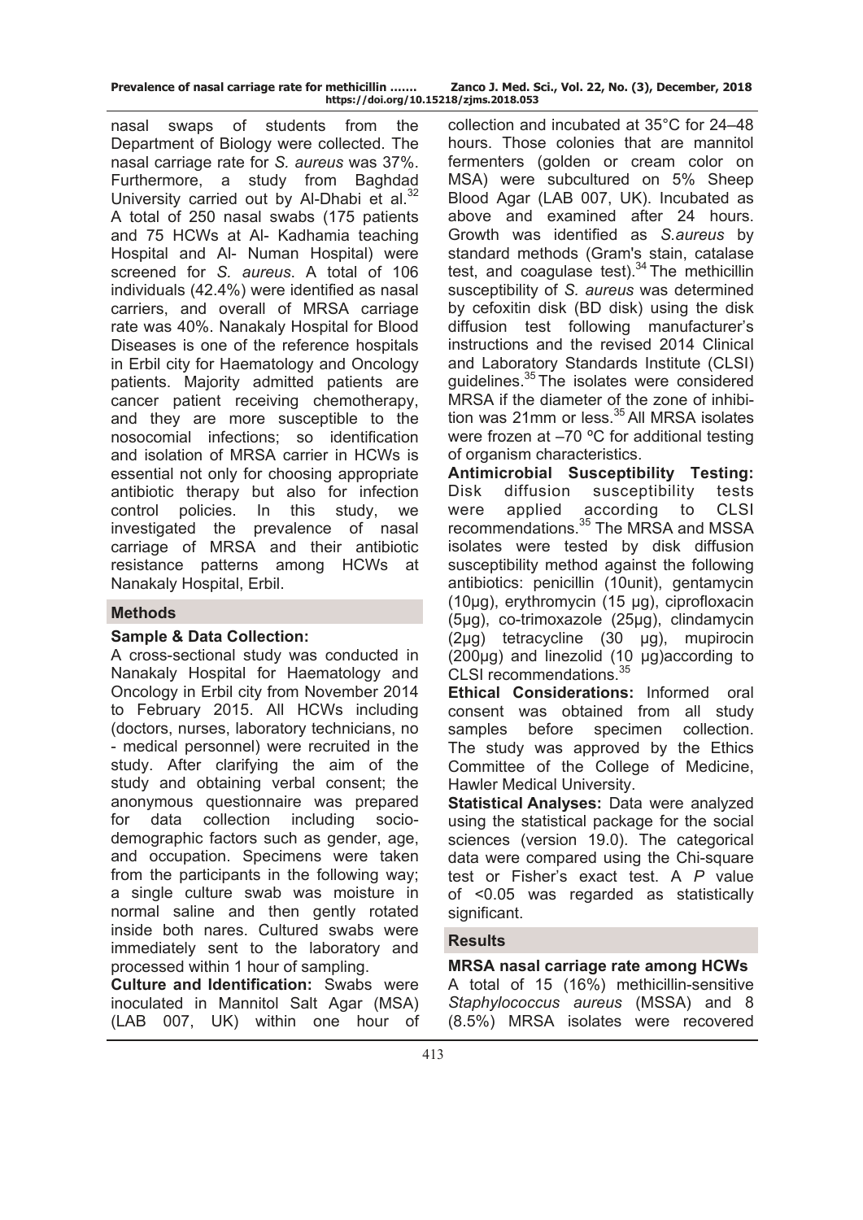nasal swaps of students from the Department of Biology were collected. The nasal carriage rate for *S. aureus* was 37%. Furthermore, a study from Baghdad University carried out by Al-Dhabi et al.[32] A total of 250 nasal swabs (175 patients and 75 HCWs at Al- Kadhamia teaching Hospital and Al- Numan Hospital) were screened for *S. aureus*. A total of 106 individuals (42.4%) were identified as nasal carriers, and overall of MRSA carriage rate was 40%. Nanakaly Hospital for Blood Diseases is one of the reference hospitals in Erbil city for Haematology and Oncology patients. Majority admitted patients are cancer patient receiving chemotherapy, and they are more susceptible to the nosocomial infections; so identification and isolation of MRSA carrier in HCWs is essential not only for choosing appropriate antibiotic therapy but also for infection control policies. In this study, we investigated the prevalence of nasal carriage of MRSA and their antibiotic resistance patterns among HCWs at Nanakaly Hospital, Erbil.

## Methods

**Sample & Data Collection:**
A cross-sectional study was conducted in Nanakaly Hospital for Haematology and Oncology in Erbil city from November 2014 to February 2015. All HCWs including (doctors, nurses, laboratory technicians, no - medical personnel) were recruited in the study. After clarifying the aim of the study and obtaining verbal consent; the anonymous questionnaire was prepared for data collection including socio-demographic factors such as gender, age, and occupation. Specimens were taken from the participants in the following way; a single culture swab was moisture in normal saline and then gently rotated inside both nares. Cultured swabs were immediately sent to the laboratory and processed within 1 hour of sampling.

**Culture and Identification:** Swabs were inoculated in Mannitol Salt Agar (MSA) (LAB 007, UK) within one hour of collection and incubated at 35°C for 24–48 hours. Those colonies that are mannitol fermenters (golden or cream color on MSA) were subcultured on 5% Sheep Blood Agar (LAB 007, UK). Incubated as above and examined after 24 hours. Growth was identified as *S.aureus* by standard methods (Gram's stain, catalase test, and coagulase test).[34] The methicillin susceptibility of *S. aureus* was determined by cefoxitin disk (BD disk) using the disk diffusion test following manufacturer's instructions and the revised 2014 Clinical and Laboratory Standards Institute (CLSI) guidelines.[35] The isolates were considered MRSA if the diameter of the zone of inhibition was 21mm or less.[35] All MRSA isolates were frozen at –70 ºC for additional testing of organism characteristics.

**Antimicrobial Susceptibility Testing:** Disk diffusion susceptibility tests were applied according to CLSI recommendations.[35] The MRSA and MSSA isolates were tested by disk diffusion susceptibility method against the following antibiotics: penicillin (10unit), gentamycin (10µg), erythromycin (15 µg), ciprofloxacin (5µg), co-trimoxazole (25µg), clindamycin (2µg) tetracycline (30 µg), mupirocin (200µg) and linezolid (10 µg)according to CLSI recommendations.[35]

**Ethical Considerations:** Informed oral consent was obtained from all study samples before specimen collection. The study was approved by the Ethics Committee of the College of Medicine, Hawler Medical University.

**Statistical Analyses:** Data were analyzed using the statistical package for the social sciences (version 19.0). The categorical data were compared using the Chi-square test or Fisher's exact test. A *P* value of <0.05 was regarded as statistically significant.

## Results

**MRSA nasal carriage rate among HCWs**
A total of 15 (16%) methicillin-sensitive *Staphylococcus aureus* (MSSA) and 8 (8.5%) MRSA isolates were recovered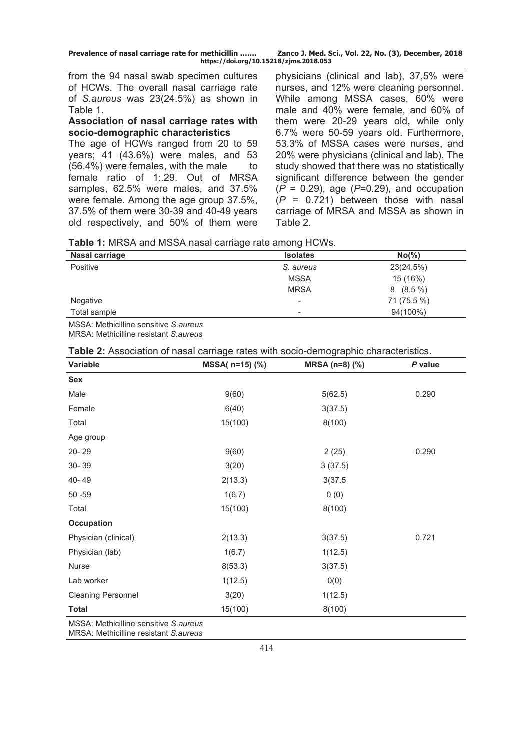from the 94 nasal swab specimen cultures of HCWs. The overall nasal carriage rate of *S.aureus* was 23(24.5%) as shown in Table 1.

**Association of nasal carriage rates with socio-demographic characteristics**

The age of HCWs ranged from 20 to 59 years; 41 (43.6%) were males, and 53 (56.4%) were females, with the male to female ratio of 1:.29. Out of MRSA samples, 62.5% were males, and 37.5% were female. Among the age group 37.5%, 37.5% of them were 30-39 and 40-49 years old respectively, and 50% of them were physicians (clinical and lab), 37,5% were nurses, and 12% were cleaning personnel. While among MSSA cases, 60% were male and 40% were female, and 60% of them were 20-29 years old, while only 6.7% were 50-59 years old. Furthermore, 53.3% of MSSA cases were nurses, and 20% were physicians (clinical and lab). The study showed that there was no statistically significant difference between the gender ($P$ = 0.29), age ($P$=0.29), and occupation ($P$ = 0.721) between those with nasal carriage of MRSA and MSSA as shown in Table 2.

**Table 1:** MRSA and MSSA nasal carriage rate among HCWs.

| Nasal carriage | Isolates | No(%) |
|---|---|---|
| Positive | *S. aureus* | 23(24.5%) |
| | MSSA | 15 (16%) |
| | MRSA | 8 (8.5 %) |
| Negative | - | 71 (75.5 %) |
| Total sample | - | 94(100%) |

MSSA: Methicilline sensitive *S.aureus*
MRSA: Methicilline resistant *S.aureus*

**Table 2:** Association of nasal carriage rates with socio-demographic characteristics.

| Variable | MSSA( n=15) (%) | MRSA (n=8) (%) | *P* value |
|---|---|---|---|
| **Sex** | | | |
| Male | 9(60) | 5(62.5) | 0.290 |
| Female | 6(40) | 3(37.5) | |
| Total | 15(100) | 8(100) | |
| Age group | | | |
| 20- 29 | 9(60) | 2 (25) | 0.290 |
| 30- 39 | 3(20) | 3 (37.5) | |
| 40- 49 | 2(13.3) | 3(37.5 | |
| 50 -59 | 1(6.7) | 0 (0) | |
| Total | 15(100) | 8(100) | |
| **Occupation** | | | |
| Physician (clinical) | 2(13.3) | 3(37.5) | 0.721 |
| Physician (lab) | 1(6.7) | 1(12.5) | |
| Nurse | 8(53.3) | 3(37.5) | |
| Lab worker | 1(12.5) | 0(0) | |
| Cleaning Personnel | 3(20) | 1(12.5) | |
| **Total** | 15(100) | 8(100) | |

MSSA: Methicilline sensitive *S.aureus*
MRSA: Methicilline resistant *S.aureus*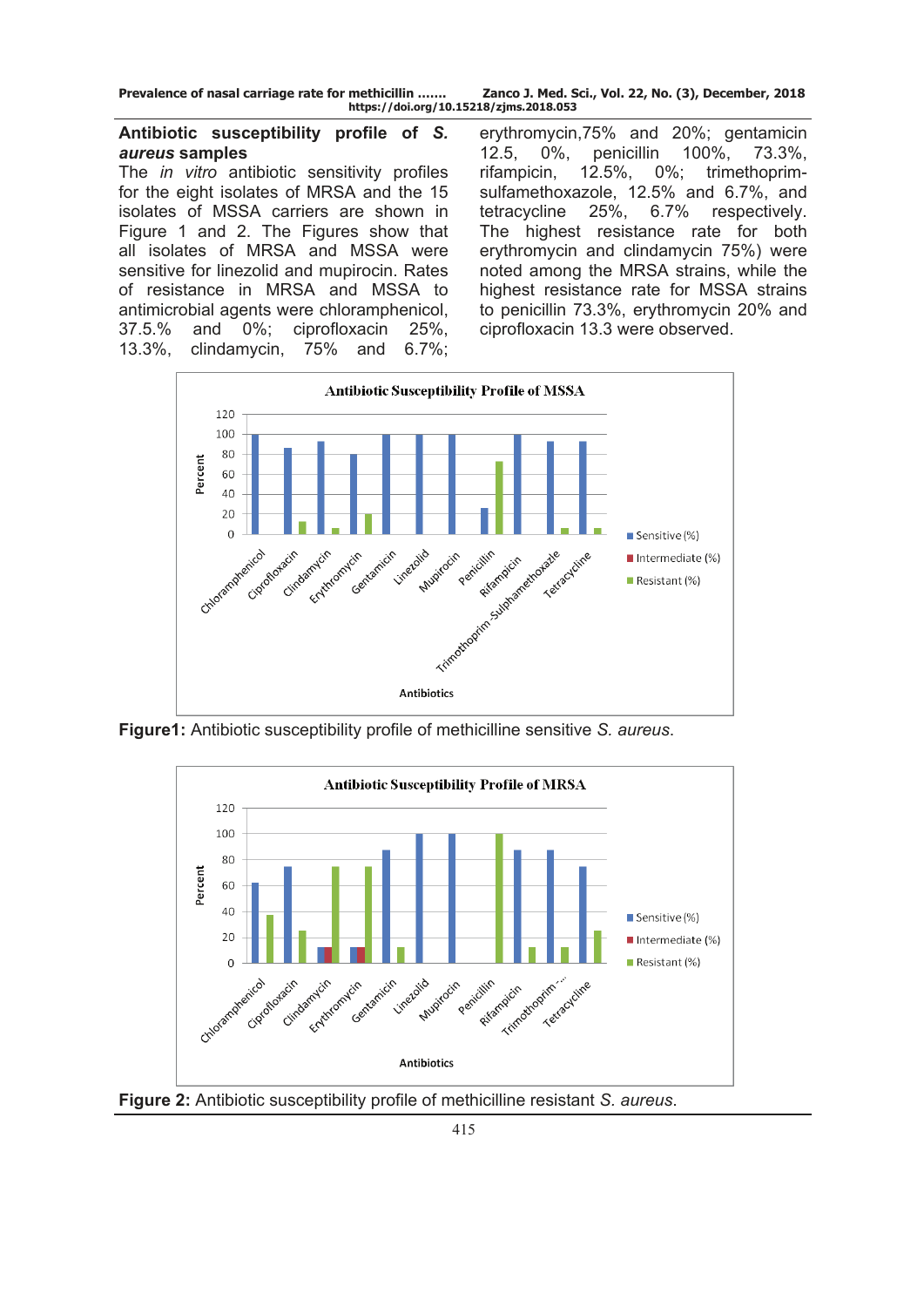### Antibiotic susceptibility profile of *S. aureus* samples

The *in vitro* antibiotic sensitivity profiles for the eight isolates of MRSA and the 15 isolates of MSSA carriers are shown in Figure 1 and 2. The Figures show that all isolates of MRSA and MSSA were sensitive for linezolid and mupirocin. Rates of resistance in MRSA and MSSA to antimicrobial agents were chloramphenicol, 37.5.% and 0%; ciprofloxacin 25%, 13.3%, clindamycin, 75% and 6.7%; erythromycin,75% and 20%; gentamicin 12.5, 0%, penicillin 100%, 73.3%, rifampicin, 12.5%, 0%; trimethoprim-sulfamethoxazole, 12.5% and 6.7%, and tetracycline 25%, 6.7% respectively. The highest resistance rate for both erythromycin and clindamycin 75%) were noted among the MRSA strains, while the highest resistance rate for MSSA strains to penicillin 73.3%, erythromycin 20% and ciprofloxacin 13.3 were observed.

**Figure1:** Antibiotic susceptibility profile of methicilline sensitive *S. aureus*.

**Figure 2:** Antibiotic susceptibility profile of methicilline resistant *S. aureus*.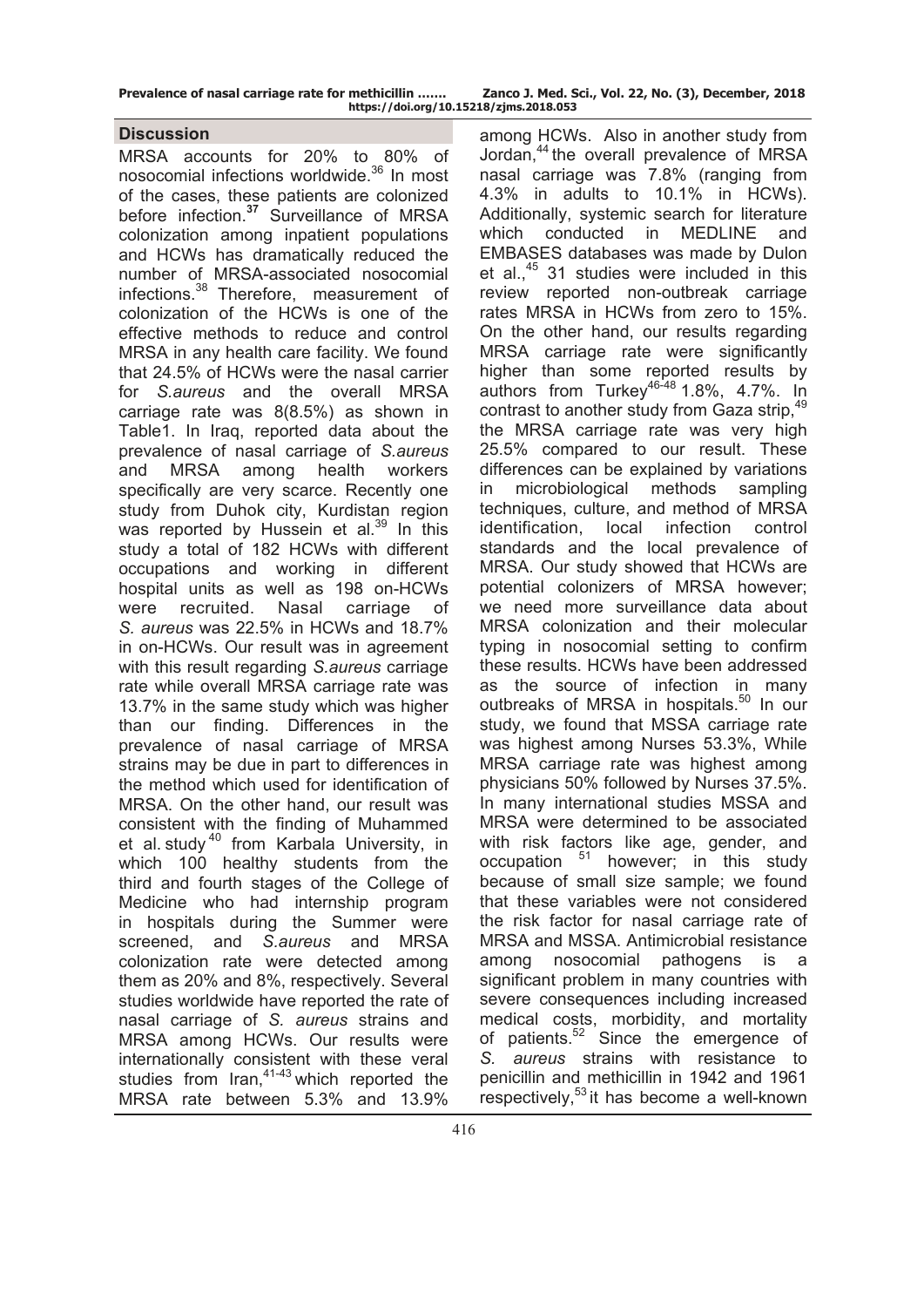## Discussion

MRSA accounts for 20% to 80% of nosocomial infections worldwide.[36] In most of the cases, these patients are colonized before infection.[37] Surveillance of MRSA colonization among inpatient populations and HCWs has dramatically reduced the number of MRSA-associated nosocomial infections.[38] Therefore, measurement of colonization of the HCWs is one of the effective methods to reduce and control MRSA in any health care facility. We found that 24.5% of HCWs were the nasal carrier for *S.aureus* and the overall MRSA carriage rate was 8(8.5%) as shown in Table1. In Iraq, reported data about the prevalence of nasal carriage of *S.aureus* and MRSA among health workers specifically are very scarce. Recently one study from Duhok city, Kurdistan region was reported by Hussein et al.[39] In this study a total of 182 HCWs with different occupations and working in different hospital units as well as 198 on-HCWs were recruited. Nasal carriage of *S. aureus* was 22.5% in HCWs and 18.7% in on-HCWs. Our result was in agreement with this result regarding *S.aureus* carriage rate while overall MRSA carriage rate was 13.7% in the same study which was higher than our finding. Differences in the prevalence of nasal carriage of MRSA strains may be due in part to differences in the method which used for identification of MRSA. On the other hand, our result was consistent with the finding of Muhammed et al. study[40] from Karbala University, in which 100 healthy students from the third and fourth stages of the College of Medicine who had internship program in hospitals during the Summer were screened, and *S.aureus* and MRSA colonization rate were detected among them as 20% and 8%, respectively. Several studies worldwide have reported the rate of nasal carriage of *S. aureus* strains and MRSA among HCWs. Our results were internationally consistent with these veral studies from Iran,[41-43] which reported the MRSA rate between 5.3% and 13.9% among HCWs. Also in another study from Jordan,[44] the overall prevalence of MRSA nasal carriage was 7.8% (ranging from 4.3% in adults to 10.1% in HCWs). Additionally, systemic search for literature which conducted in MEDLINE and EMBASES databases was made by Dulon et al.,[45] 31 studies were included in this review reported non-outbreak carriage rates MRSA in HCWs from zero to 15%. On the other hand, our results regarding MRSA carriage rate were significantly higher than some reported results by authors from Turkey[46-48] 1.8%, 4.7%. In contrast to another study from Gaza strip,[49] the MRSA carriage rate was very high 25.5% compared to our result. These differences can be explained by variations in microbiological methods sampling techniques, culture, and method of MRSA identification, local infection control standards and the local prevalence of MRSA. Our study showed that HCWs are potential colonizers of MRSA however; we need more surveillance data about MRSA colonization and their molecular typing in nosocomial setting to confirm these results. HCWs have been addressed as the source of infection in many outbreaks of MRSA in hospitals.[50] In our study, we found that MSSA carriage rate was highest among Nurses 53.3%, While MRSA carriage rate was highest among physicians 50% followed by Nurses 37.5%. In many international studies MSSA and MRSA were determined to be associated with risk factors like age, gender, and occupation [51] however; in this study because of small size sample; we found that these variables were not considered the risk factor for nasal carriage rate of MRSA and MSSA. Antimicrobial resistance among nosocomial pathogens is a significant problem in many countries with severe consequences including increased medical costs, morbidity, and mortality of patients.[52] Since the emergence of *S. aureus* strains with resistance to penicillin and methicillin in 1942 and 1961 respectively,[53] it has become a well-known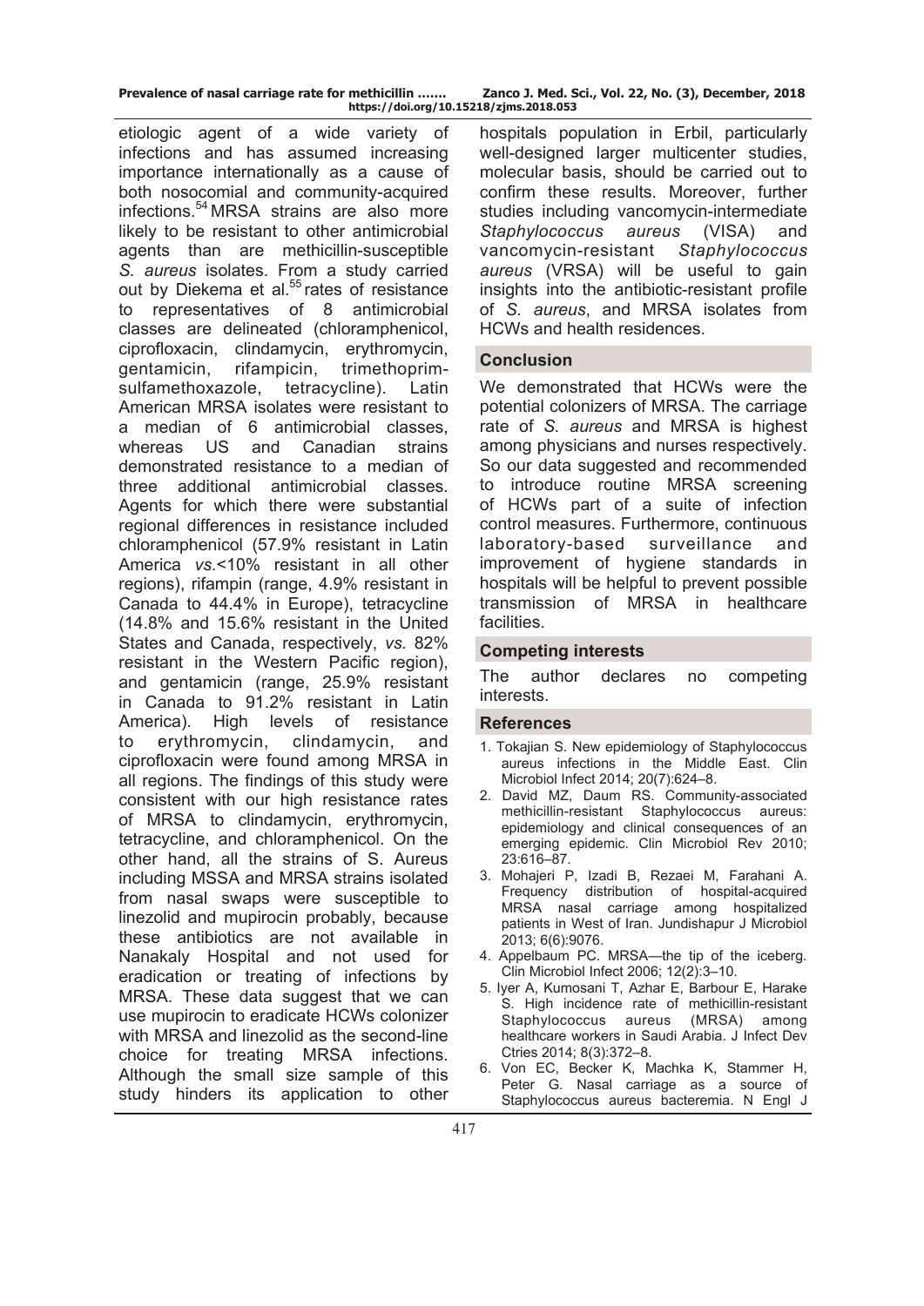etiologic agent of a wide variety of infections and has assumed increasing importance internationally as a cause of both nosocomial and community-acquired infections.[54] MRSA strains are also more likely to be resistant to other antimicrobial agents than are methicillin-susceptible *S. aureus* isolates. From a study carried out by Diekema et al.[55] rates of resistance to representatives of 8 antimicrobial classes are delineated (chloramphenicol, ciprofloxacin, clindamycin, erythromycin, gentamicin, rifampicin, trimethoprim-sulfamethoxazole, tetracycline). Latin American MRSA isolates were resistant to a median of 6 antimicrobial classes, whereas US and Canadian strains demonstrated resistance to a median of three additional antimicrobial classes. Agents for which there were substantial regional differences in resistance included chloramphenicol (57.9% resistant in Latin America *vs.*<10% resistant in all other regions), rifampin (range, 4.9% resistant in Canada to 44.4% in Europe), tetracycline (14.8% and 15.6% resistant in the United States and Canada, respectively, *vs.* 82% resistant in the Western Pacific region), and gentamicin (range, 25.9% resistant in Canada to 91.2% resistant in Latin America). High levels of resistance to erythromycin, clindamycin, and ciprofloxacin were found among MRSA in all regions. The findings of this study were consistent with our high resistance rates of MRSA to clindamycin, erythromycin, tetracycline, and chloramphenicol. On the other hand, all the strains of S. Aureus including MSSA and MRSA strains isolated from nasal swaps were susceptible to linezolid and mupirocin probably, because these antibiotics are not available in Nanakaly Hospital and not used for eradication or treating of infections by MRSA. These data suggest that we can use mupirocin to eradicate HCWs colonizer with MRSA and linezolid as the second-line choice for treating MRSA infections. Although the small size sample of this study hinders its application to other hospitals population in Erbil, particularly well-designed larger multicenter studies, molecular basis, should be carried out to confirm these results. Moreover, further studies including vancomycin-intermediate *Staphylococcus aureus* (VISA) and vancomycin-resistant *Staphylococcus aureus* (VRSA) will be useful to gain insights into the antibiotic-resistant profile of *S. aureus*, and MRSA isolates from HCWs and health residences.

## Conclusion

We demonstrated that HCWs were the potential colonizers of MRSA. The carriage rate of *S. aureus* and MRSA is highest among physicians and nurses respectively. So our data suggested and recommended to introduce routine MRSA screening of HCWs part of a suite of infection control measures. Furthermore, continuous laboratory-based surveillance and improvement of hygiene standards in hospitals will be helpful to prevent possible transmission of MRSA in healthcare facilities.

## Competing interests

The author declares no competing interests.

## References

1. Tokajian S. New epidemiology of Staphylococcus aureus infections in the Middle East. Clin Microbiol Infect 2014; 20(7):624–8.
2. David MZ, Daum RS. Community-associated methicillin-resistant Staphylococcus aureus: epidemiology and clinical consequences of an emerging epidemic. Clin Microbiol Rev 2010; 23:616–87.
3. Mohajeri P, Izadi B, Rezaei M, Farahani A. Frequency distribution of hospital-acquired MRSA nasal carriage among hospitalized patients in West of Iran. Jundishapur J Microbiol 2013; 6(6):9076.
4. Appelbaum PC. MRSA—the tip of the iceberg. Clin Microbiol Infect 2006; 12(2):3–10.
5. Iyer A, Kumosani T, Azhar E, Barbour E, Harake S. High incidence rate of methicillin-resistant Staphylococcus aureus (MRSA) among healthcare workers in Saudi Arabia. J Infect Dev Ctries 2014; 8(3):372–8.
6. Von EC, Becker K, Machka K, Stammer H, Peter G. Nasal carriage as a source of Staphylococcus aureus bacteremia. N Engl J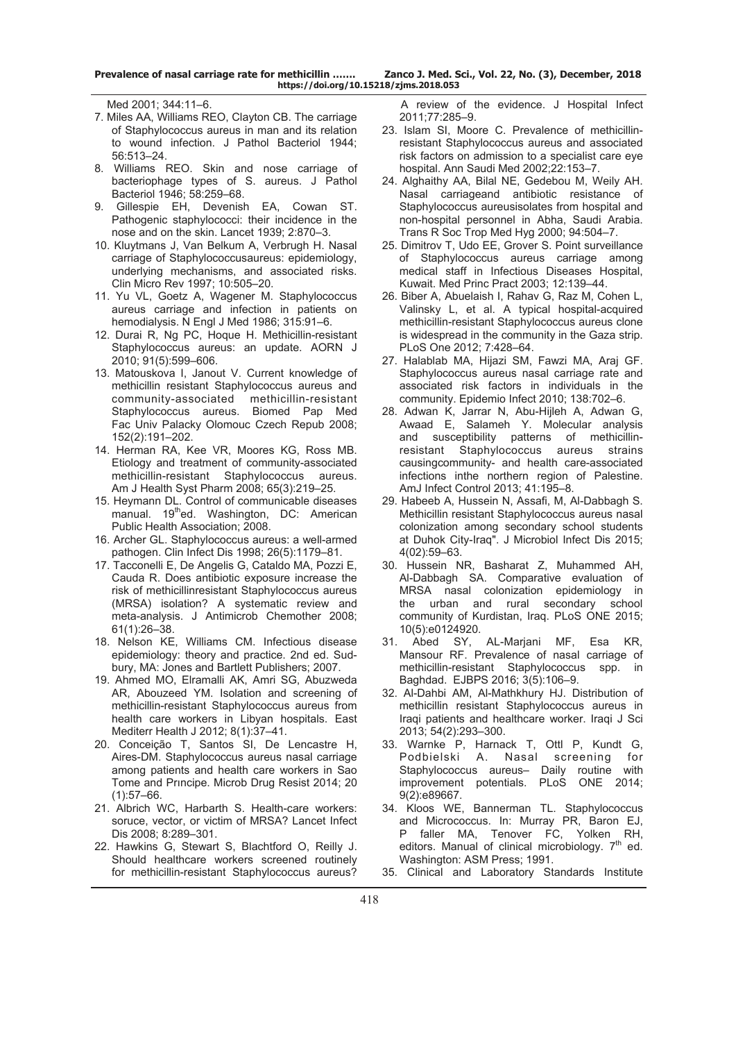Med 2001; 344:11–6.

7. Miles AA, Williams REO, Clayton CB. The carriage of Staphylococcus aureus in man and its relation to wound infection. J Pathol Bacteriol 1944; 56:513–24.
8. Williams REO. Skin and nose carriage of bacteriophage types of S. aureus. J Pathol Bacteriol 1946; 58:259–68.
9. Gillespie EH, Devenish EA, Cowan ST. Pathogenic staphylococci: their incidence in the nose and on the skin. Lancet 1939; 2:870–3.
10. Kluytmans J, Van Belkum A, Verbrugh H. Nasal carriage of Staphylococcusaureus: epidemiology, underlying mechanisms, and associated risks. Clin Micro Rev 1997; 10:505–20.
11. Yu VL, Goetz A, Wagener M. Staphylococcus aureus carriage and infection in patients on hemodialysis. N Engl J Med 1986; 315:91–6.
12. Durai R, Ng PC, Hoque H. Methicillin-resistant Staphylococcus aureus: an update. AORN J 2010; 91(5):599–606.
13. Matouskova I, Janout V. Current knowledge of methicillin resistant Staphylococcus aureus and community-associated methicillin-resistant Staphylococcus aureus. Biomed Pap Med Fac Univ Palacky Olomouc Czech Repub 2008; 152(2):191–202.
14. Herman RA, Kee VR, Moores KG, Ross MB. Etiology and treatment of community-associated methicillin-resistant Staphylococcus aureus. Am J Health Syst Pharm 2008; 65(3):219–25.
15. Heymann DL. Control of communicable diseases manual. 19thed. Washington, DC: American Public Health Association; 2008.
16. Archer GL. Staphylococcus aureus: a well-armed pathogen. Clin Infect Dis 1998; 26(5):1179–81.
17. Tacconelli E, De Angelis G, Cataldo MA, Pozzi E, Cauda R. Does antibiotic exposure increase the risk of methicillinresistant Staphylococcus aureus (MRSA) isolation? A systematic review and meta-analysis. J Antimicrob Chemother 2008; 61(1):26–38.
18. Nelson KE, Williams CM. Infectious disease epidemiology: theory and practice. 2nd ed. Sudbury, MA: Jones and Bartlett Publishers; 2007.
19. Ahmed MO, Elramalli AK, Amri SG, Abuzweda AR, Abouzeed YM. Isolation and screening of methicillin-resistant Staphylococcus aureus from health care workers in Libyan hospitals. East Mediterr Health J 2012; 8(1):37–41.
20. Conceição T, Santos SI, De Lencastre H, Aires-DM. Staphylococcus aureus nasal carriage among patients and health care workers in Sao Tome and Prıncipe. Microb Drug Resist 2014; 20 (1):57–66.
21. Albrich WC, Harbarth S. Health-care workers: soruce, vector, or victim of MRSA? Lancet Infect Dis 2008; 8:289–301.
22. Hawkins G, Stewart S, Blachtford O, Reilly J. Should healthcare workers screened routinely for methicillin-resistant Staphylococcus aureus? A review of the evidence. J Hospital Infect 2011;77:285–9.
23. Islam SI, Moore C. Prevalence of methicillin-resistant Staphylococcus aureus and associated risk factors on admission to a specialist care eye hospital. Ann Saudi Med 2002;22:153–7.
24. Alghaithy AA, Bilal NE, Gedebou M, Weily AH. Nasal carriageand antibiotic resistance of Staphylococcus aureusisolates from hospital and non-hospital personnel in Abha, Saudi Arabia. Trans R Soc Trop Med Hyg 2000; 94:504–7.
25. Dimitrov T, Udo EE, Grover S. Point surveillance of Staphylococcus aureus carriage among medical staff in Infectious Diseases Hospital, Kuwait. Med Princ Pract 2003; 12:139–44.
26. Biber A, Abuelaish I, Rahav G, Raz M, Cohen L, Valinsky L, et al. A typical hospital-acquired methicillin-resistant Staphylococcus aureus clone is widespread in the community in the Gaza strip. PLoS One 2012; 7:428–64.
27. Halablab MA, Hijazi SM, Fawzi MA, Araj GF. Staphylococcus aureus nasal carriage rate and associated risk factors in individuals in the community. Epidemio Infect 2010; 138:702–6.
28. Adwan K, Jarrar N, Abu-Hijleh A, Adwan G, Awaad E, Salameh Y. Molecular analysis and susceptibility patterns of methicillin-resistant Staphylococcus aureus strains causingcommunity- and health care-associated infections inthe northern region of Palestine. AmJ Infect Control 2013; 41:195–8.
29. Habeeb A, Hussein N, Assafi, M, Al-Dabbagh S. Methicillin resistant Staphylococcus aureus nasal colonization among secondary school students at Duhok City-Iraq". J Microbiol Infect Dis 2015; 4(02):59–63.
30. Hussein NR, Basharat Z, Muhammed AH, Al-Dabbagh SA. Comparative evaluation of MRSA nasal colonization epidemiology in the urban and rural secondary school community of Kurdistan, Iraq. PLoS ONE 2015; 10(5):e0124920.
31. Abed SY, AL-Marjani MF, Esa KR, Mansour RF. Prevalence of nasal carriage of methicillin-resistant Staphylococcus spp. in Baghdad. EJBPS 2016; 3(5):106–9.
32. Al-Dahbi AM, Al-Mathkhury HJ. Distribution of methicillin resistant Staphylococcus aureus in Iraqi patients and healthcare worker. Iraqi J Sci 2013; 54(2):293–300.
33. Warnke P, Harnack T, Ottl P, Kundt G, Podbielski A. Nasal screening for Staphylococcus aureus– Daily routine with improvement potentials. PLoS ONE 2014; 9(2):e89667.
34. Kloos WE, Bannerman TL. Staphylococcus and Micrococcus. In: Murray PR, Baron EJ, P faller MA, Tenover FC, Yolken RH, editors. Manual of clinical microbiology. 7th ed. Washington: ASM Press; 1991.
35. Clinical and Laboratory Standards Institute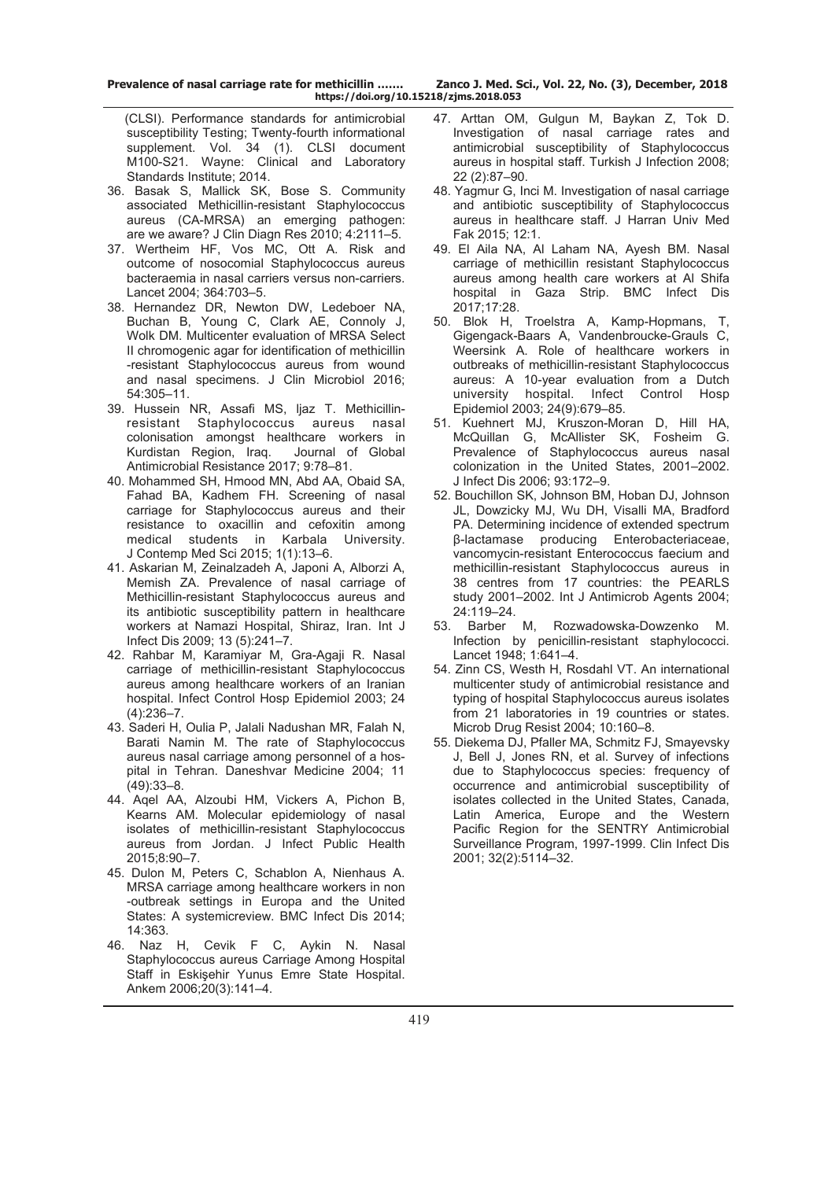(CLSI). Performance standards for antimicrobial susceptibility Testing; Twenty-fourth informational supplement. Vol. 34 (1). CLSI document M100-S21. Wayne: Clinical and Laboratory Standards Institute; 2014.

36. Basak S, Mallick SK, Bose S. Community associated Methicillin-resistant Staphylococcus aureus (CA-MRSA) an emerging pathogen: are we aware? J Clin Diagn Res 2010; 4:2111–5.
37. Wertheim HF, Vos MC, Ott A. Risk and outcome of nosocomial Staphylococcus aureus bacteraemia in nasal carriers versus non-carriers. Lancet 2004; 364:703–5.
38. Hernandez DR, Newton DW, Ledeboer NA, Buchan B, Young C, Clark AE, Connoly J, Wolk DM. Multicenter evaluation of MRSA Select II chromogenic agar for identification of methicillin -resistant Staphylococcus aureus from wound and nasal specimens. J Clin Microbiol 2016; 54:305–11.
39. Hussein NR, Assafi MS, Ijaz T. Methicillin-resistant Staphylococcus aureus nasal colonisation amongst healthcare workers in Kurdistan Region, Iraq. Journal of Global Antimicrobial Resistance 2017; 9:78–81.
40. Mohammed SH, Hmood MN, Abd AA, Obaid SA, Fahad BA, Kadhem FH. Screening of nasal carriage for Staphylococcus aureus and their resistance to oxacillin and cefoxitin among medical students in Karbala University. J Contemp Med Sci 2015; 1(1):13–6.
41. Askarian M, Zeinalzadeh A, Japoni A, Alborzi A, Memish ZA. Prevalence of nasal carriage of Methicillin-resistant Staphylococcus aureus and its antibiotic susceptibility pattern in healthcare workers at Namazi Hospital, Shiraz, Iran. Int J Infect Dis 2009; 13 (5):241–7.
42. Rahbar M, Karamiyar M, Gra-Agaji R. Nasal carriage of methicillin-resistant Staphylococcus aureus among healthcare workers of an Iranian hospital. Infect Control Hosp Epidemiol 2003; 24 (4):236–7.
43. Saderi H, Oulia P, Jalali Nadushan MR, Falah N, Barati Namin M. The rate of Staphylococcus aureus nasal carriage among personnel of a hospital in Tehran. Daneshvar Medicine 2004; 11 (49):33–8.
44. Aqel AA, Alzoubi HM, Vickers A, Pichon B, Kearns AM. Molecular epidemiology of nasal isolates of methicillin-resistant Staphylococcus aureus from Jordan. J Infect Public Health 2015;8:90–7.
45. Dulon M, Peters C, Schablon A, Nienhaus A. MRSA carriage among healthcare workers in non -outbreak settings in Europa and the United States: A systemicreview. BMC Infect Dis 2014; 14:363.
46. Naz H, Cevik F C, Aykin N. Nasal Staphylococcus aureus Carriage Among Hospital Staff in Eskişehir Yunus Emre State Hospital. Ankem 2006;20(3):141–4.
47. Arttan OM, Gulgun M, Baykan Z, Tok D. Investigation of nasal carriage rates and antimicrobial susceptibility of Staphylococcus aureus in hospital staff. Turkish J Infection 2008; 22 (2):87–90.
48. Yagmur G, Inci M. Investigation of nasal carriage and antibiotic susceptibility of Staphylococcus aureus in healthcare staff. J Harran Univ Med Fak 2015; 12:1.
49. El Aila NA, Al Laham NA, Ayesh BM. Nasal carriage of methicillin resistant Staphylococcus aureus among health care workers at Al Shifa hospital in Gaza Strip. BMC Infect Dis 2017;17:28.
50. Blok H, Troelstra A, Kamp-Hopmans, T, Gigengack-Baars A, Vandenbroucke-Grauls C, Weersink A. Role of healthcare workers in outbreaks of methicillin-resistant Staphylococcus aureus: A 10-year evaluation from a Dutch university hospital. Infect Control Hosp Epidemiol 2003; 24(9):679–85.
51. Kuehnert MJ, Kruszon-Moran D, Hill HA, McQuillan G, McAllister SK, Fosheim G. Prevalence of Staphylococcus aureus nasal colonization in the United States, 2001–2002. J Infect Dis 2006; 93:172–9.
52. Bouchillon SK, Johnson BM, Hoban DJ, Johnson JL, Dowzicky MJ, Wu DH, Visalli MA, Bradford PA. Determining incidence of extended spectrum β-lactamase producing Enterobacteriaceae, vancomycin-resistant Enterococcus faecium and methicillin-resistant Staphylococcus aureus in 38 centres from 17 countries: the PEARLS study 2001–2002. Int J Antimicrob Agents 2004; 24:119–24.
53. Barber M, Rozwadowska-Dowzenko M. Infection by penicillin-resistant staphylococci. Lancet 1948; 1:641–4.
54. Zinn CS, Westh H, Rosdahl VT. An international multicenter study of antimicrobial resistance and typing of hospital Staphylococcus aureus isolates from 21 laboratories in 19 countries or states. Microb Drug Resist 2004; 10:160–8.
55. Diekema DJ, Pfaller MA, Schmitz FJ, Smayevsky J, Bell J, Jones RN, et al. Survey of infections due to Staphylococcus species: frequency of occurrence and antimicrobial susceptibility of isolates collected in the United States, Canada, Latin America, Europe and the Western Pacific Region for the SENTRY Antimicrobial Surveillance Program, 1997-1999. Clin Infect Dis 2001; 32(2):5114–32.